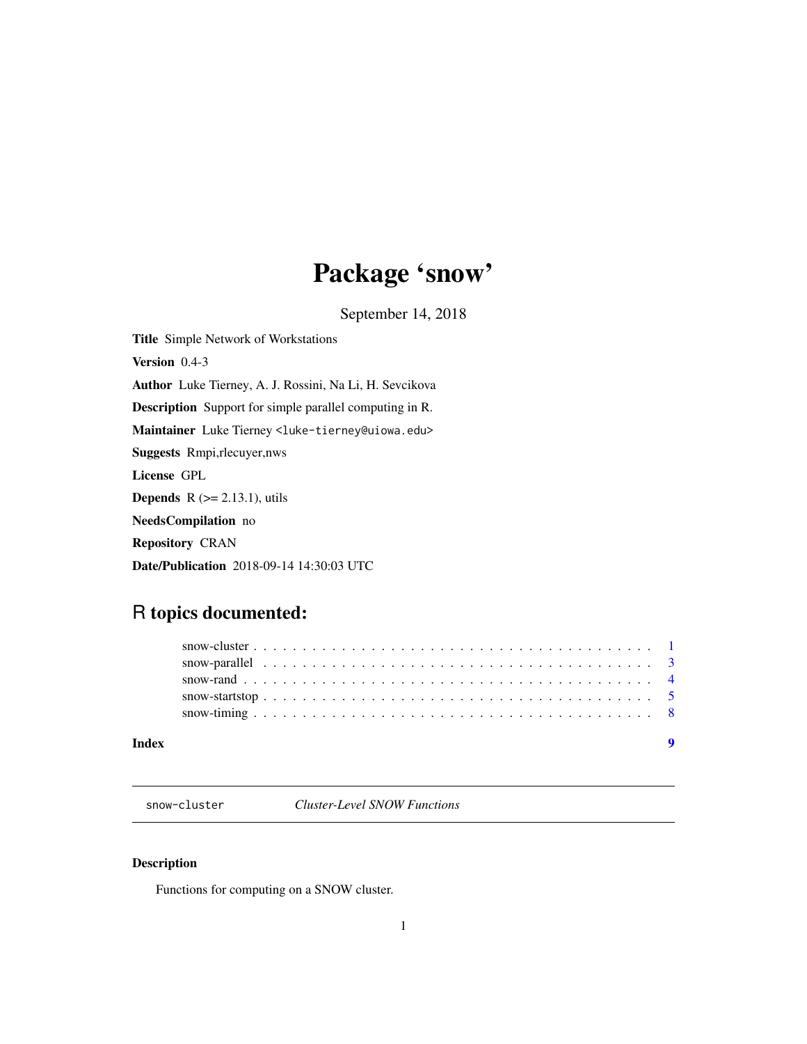# Package 'snow'

September 14, 2018

**Title** Simple Network of Workstations

**Version** 0.4-3

**Author** Luke Tierney, A. J. Rossini, Na Li, H. Sevcikova

**Description** Support for simple parallel computing in R.

**Maintainer** Luke Tierney <luke-tierney@uiowa.edu>

**Suggests** Rmpi,rlecuyer,nws

**License** GPL

**Depends** R (>= 2.13.1), utils

**NeedsCompilation** no

**Repository** CRAN

**Date/Publication** 2018-09-14 14:30:03 UTC

## R topics documented:

- snow-cluster . . . . . . . . . . . . . . . . . . . . . . . . . . . . . . . . . . . . . . . . . 1
- snow-parallel . . . . . . . . . . . . . . . . . . . . . . . . . . . . . . . . . . . . . . . . 3
- snow-rand . . . . . . . . . . . . . . . . . . . . . . . . . . . . . . . . . . . . . . . . . . 4
- snow-startstop . . . . . . . . . . . . . . . . . . . . . . . . . . . . . . . . . . . . . . . 5
- snow-timing . . . . . . . . . . . . . . . . . . . . . . . . . . . . . . . . . . . . . . . . . 8

**Index** 9

---

`snow-cluster` *Cluster-Level SNOW Functions*

---

### Description

Functions for computing on a SNOW cluster.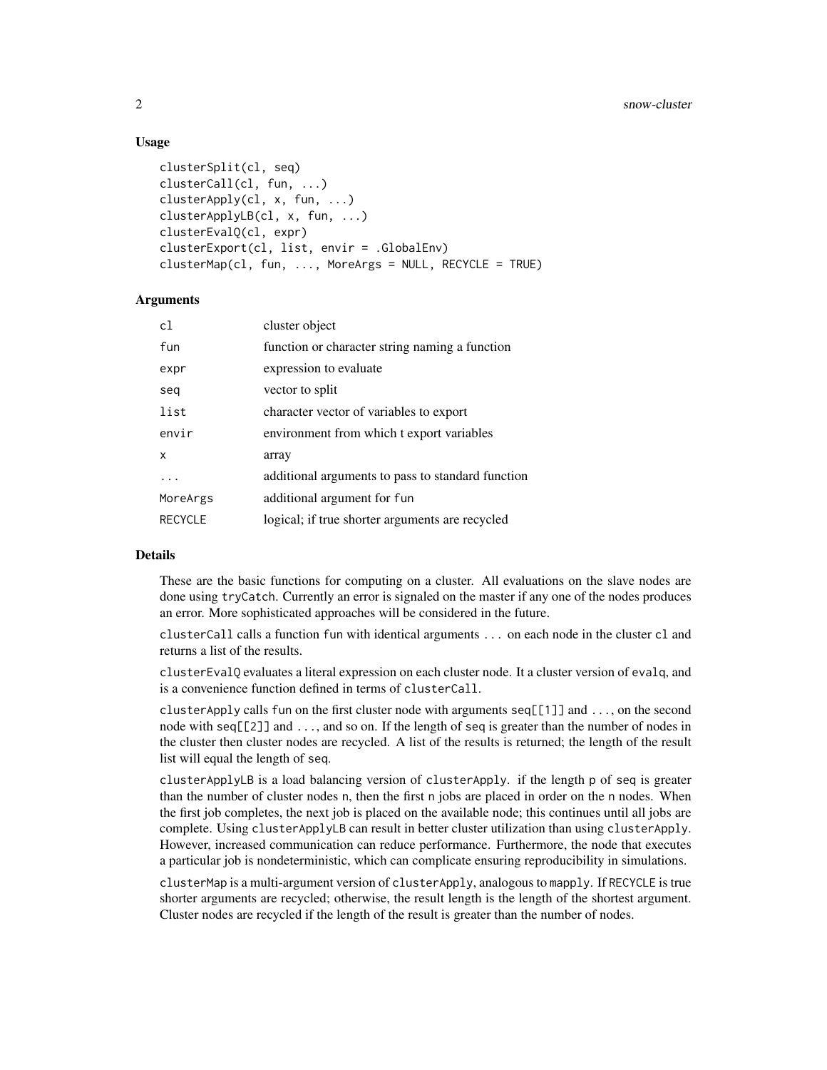### Usage

```
clusterSplit(cl, seq)
clusterCall(cl, fun, ...)
clusterApply(cl, x, fun, ...)
clusterApplyLB(cl, x, fun, ...)
clusterEvalQ(cl, expr)
clusterExport(cl, list, envir = .GlobalEnv)
clusterMap(cl, fun, ..., MoreArgs = NULL, RECYCLE = TRUE)
```

### Arguments

| | |
|---|---|
| `cl` | cluster object |
| `fun` | function or character string naming a function |
| `expr` | expression to evaluate |
| `seq` | vector to split |
| `list` | character vector of variables to export |
| `envir` | environment from which t export variables |
| `x` | array |
| `...` | additional arguments to pass to standard function |
| `MoreArgs` | additional argument for `fun` |
| `RECYCLE` | logical; if true shorter arguments are recycled |

### Details

These are the basic functions for computing on a cluster. All evaluations on the slave nodes are done using `tryCatch`. Currently an error is signaled on the master if any one of the nodes produces an error. More sophisticated approaches will be considered in the future.

`clusterCall` calls a function `fun` with identical arguments `...` on each node in the cluster `cl` and returns a list of the results.

`clusterEvalQ` evaluates a literal expression on each cluster node. It a cluster version of `evalq`, and is a convenience function defined in terms of `clusterCall`.

`clusterApply` calls `fun` on the first cluster node with arguments `seq[[1]]` and `...`, on the second node with `seq[[2]]` and `...`, and so on. If the length of `seq` is greater than the number of nodes in the cluster then cluster nodes are recycled. A list of the results is returned; the length of the result list will equal the length of `seq`.

`clusterApplyLB` is a load balancing version of `clusterApply`. if the length `p` of `seq` is greater than the number of cluster nodes `n`, then the first `n` jobs are placed in order on the `n` nodes. When the first job completes, the next job is placed on the available node; this continues until all jobs are complete. Using `clusterApplyLB` can result in better cluster utilization than using `clusterApply`. However, increased communication can reduce performance. Furthermore, the node that executes a particular job is nondeterministic, which can complicate ensuring reproducibility in simulations.

`clusterMap` is a multi-argument version of `clusterApply`, analogous to `mapply`. If `RECYCLE` is true shorter arguments are recycled; otherwise, the result length is the length of the shortest argument. Cluster nodes are recycled if the length of the result is greater than the number of nodes.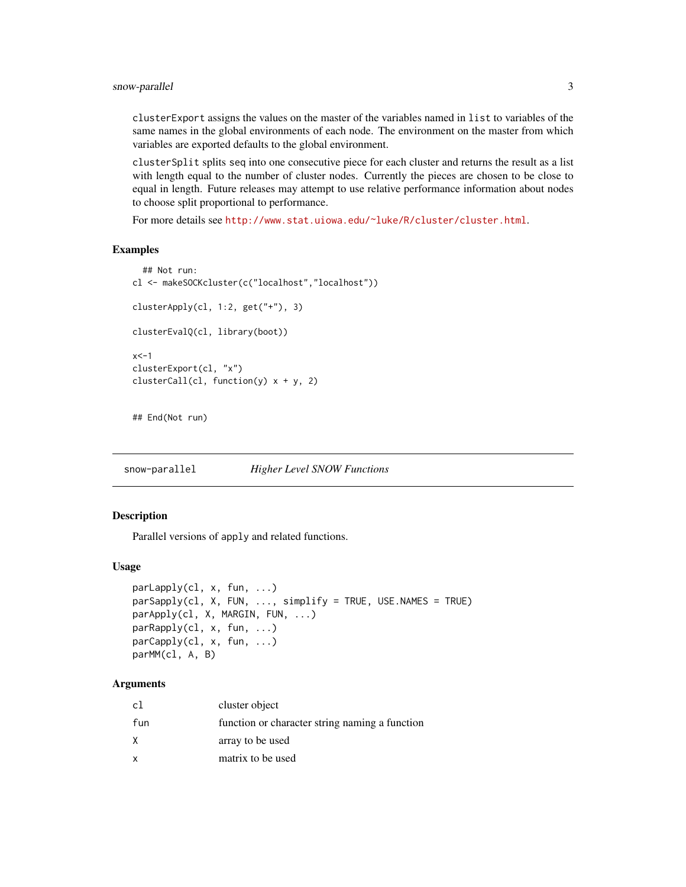`clusterExport` assigns the values on the master of the variables named in `list` to variables of the same names in the global environments of each node. The environment on the master from which variables are exported defaults to the global environment.

`clusterSplit` splits `seq` into one consecutive piece for each cluster and returns the result as a list with length equal to the number of cluster nodes. Currently the pieces are chosen to be close to equal in length. Future releases may attempt to use relative performance information about nodes to choose split proportional to performance.

For more details see http://www.stat.uiowa.edu/~luke/R/cluster/cluster.html.

### Examples

```
  ## Not run:
cl <- makeSOCKcluster(c("localhost","localhost"))

clusterApply(cl, 1:2, get("+"), 3)

clusterEvalQ(cl, library(boot))

x<-1
clusterExport(cl, "x")
clusterCall(cl, function(y) x + y, 2)


## End(Not run)
```

---

## snow-parallel — *Higher Level SNOW Functions*

---

### Description

Parallel versions of `apply` and related functions.

### Usage

```
parLapply(cl, x, fun, ...)
parSapply(cl, X, FUN, ..., simplify = TRUE, USE.NAMES = TRUE)
parApply(cl, X, MARGIN, FUN, ...)
parRapply(cl, x, fun, ...)
parCapply(cl, x, fun, ...)
parMM(cl, A, B)
```

### Arguments

| | |
|---|---|
| `cl` | cluster object |
| `fun` | function or character string naming a function |
| `X` | array to be used |
| `x` | matrix to be used |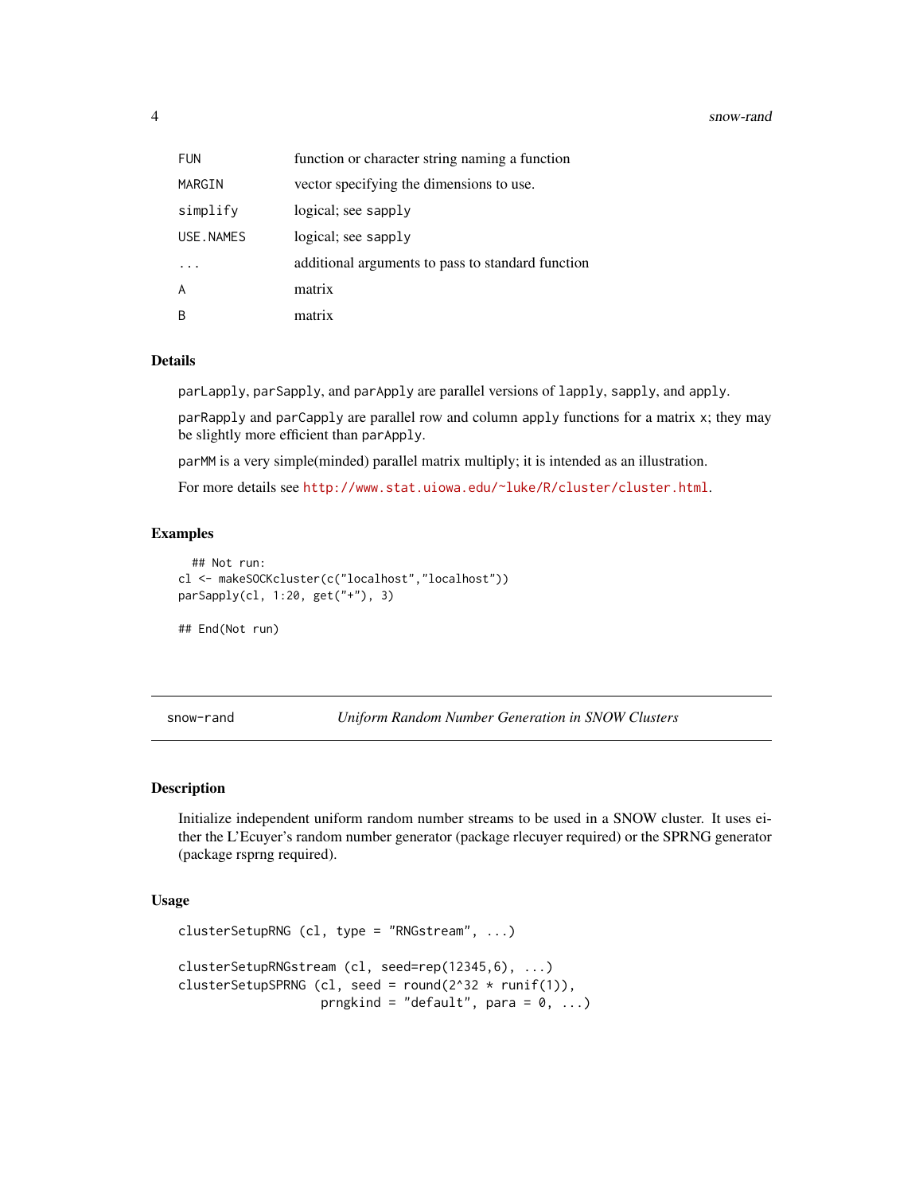| | |
|---|---|
| FUN | function or character string naming a function |
| MARGIN | vector specifying the dimensions to use. |
| simplify | logical; see sapply |
| USE.NAMES | logical; see sapply |
| ... | additional arguments to pass to standard function |
| A | matrix |
| B | matrix |

### Details

parLapply, parSapply, and parApply are parallel versions of lapply, sapply, and apply.

parRapply and parCapply are parallel row and column apply functions for a matrix x; they may be slightly more efficient than parApply.

parMM is a very simple(minded) parallel matrix multiply; it is intended as an illustration.

For more details see http://www.stat.uiowa.edu/~luke/R/cluster/cluster.html.

### Examples

```
  ## Not run: 
cl <- makeSOCKcluster(c("localhost","localhost"))
parSapply(cl, 1:20, get("+"), 3)

## End(Not run)
```

---

## snow-rand *Uniform Random Number Generation in SNOW Clusters*

### Description

Initialize independent uniform random number streams to be used in a SNOW cluster. It uses either the L'Ecuyer's random number generator (package rlecuyer required) or the SPRNG generator (package rsprng required).

### Usage

```
clusterSetupRNG (cl, type = "RNGstream", ...)

clusterSetupRNGstream (cl, seed=rep(12345,6), ...)
clusterSetupSPRNG (cl, seed = round(2^32 * runif(1)),
                   prngkind = "default", para = 0, ...)
```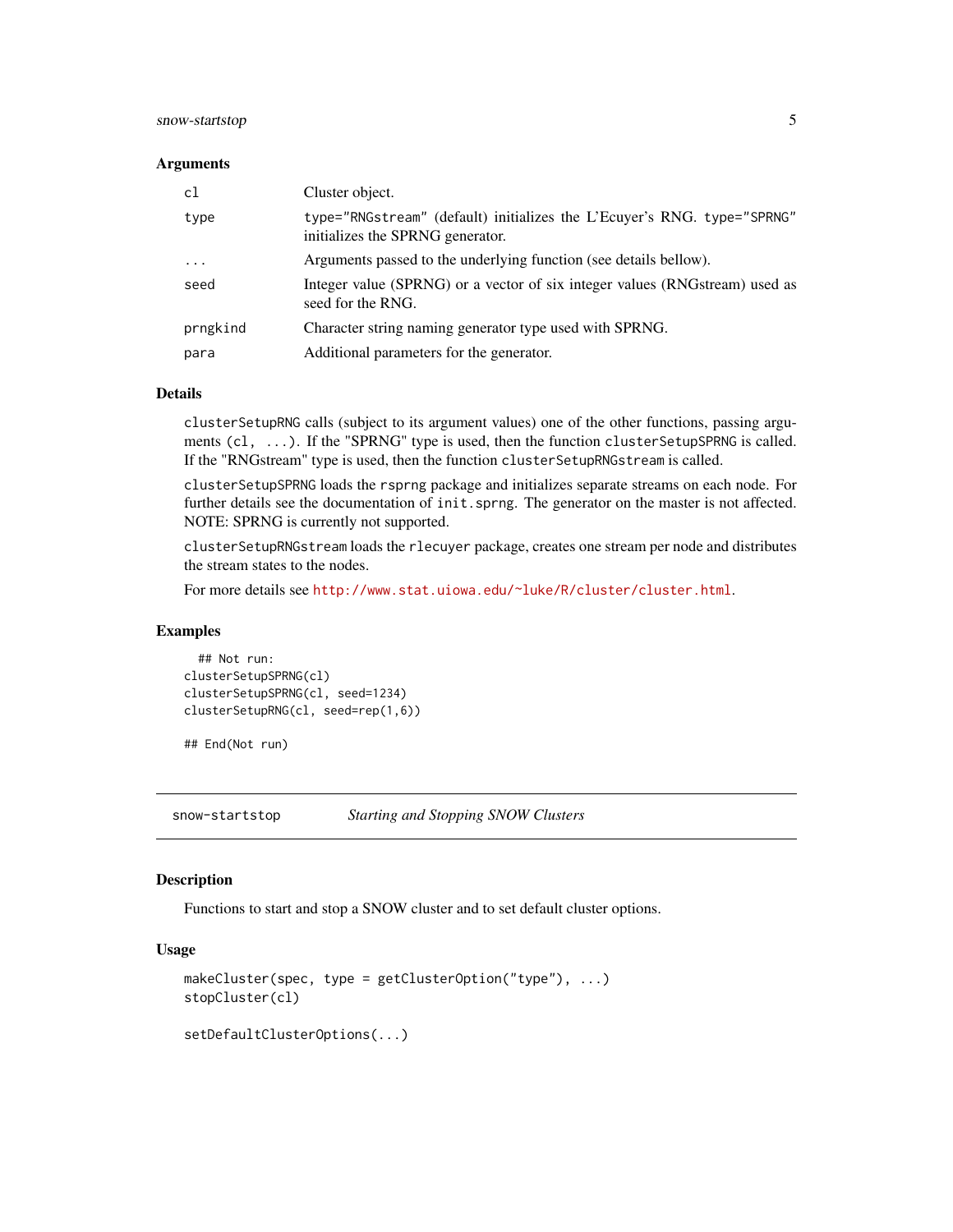### Arguments

| | |
|---|---|
| `cl` | Cluster object. |
| `type` | `type="RNGstream"` (default) initializes the L'Ecuyer's RNG. `type="SPRNG"` initializes the SPRNG generator. |
| `...` | Arguments passed to the underlying function (see details bellow). |
| `seed` | Integer value (SPRNG) or a vector of six integer values (RNGstream) used as seed for the RNG. |
| `prngkind` | Character string naming generator type used with SPRNG. |
| `para` | Additional parameters for the generator. |

### Details

`clusterSetupRNG` calls (subject to its argument values) one of the other functions, passing arguments `(cl, ...)`. If the "SPRNG" type is used, then the function `clusterSetupSPRNG` is called. If the "RNGstream" type is used, then the function `clusterSetupRNGstream` is called.

`clusterSetupSPRNG` loads the `rsprng` package and initializes separate streams on each node. For further details see the documentation of `init.sprng`. The generator on the master is not affected. NOTE: SPRNG is currently not supported.

`clusterSetupRNGstream` loads the `rlecuyer` package, creates one stream per node and distributes the stream states to the nodes.

For more details see http://www.stat.uiowa.edu/~luke/R/cluster/cluster.html.

### Examples

```
  ## Not run:
clusterSetupSPRNG(cl)
clusterSetupSPRNG(cl, seed=1234)
clusterSetupRNG(cl, seed=rep(1,6))

## End(Not run)
```

---

## snow-startstop — *Starting and Stopping SNOW Clusters*

---

### Description

Functions to start and stop a SNOW cluster and to set default cluster options.

### Usage

```
makeCluster(spec, type = getClusterOption("type"), ...)
stopCluster(cl)

setDefaultClusterOptions(...)
```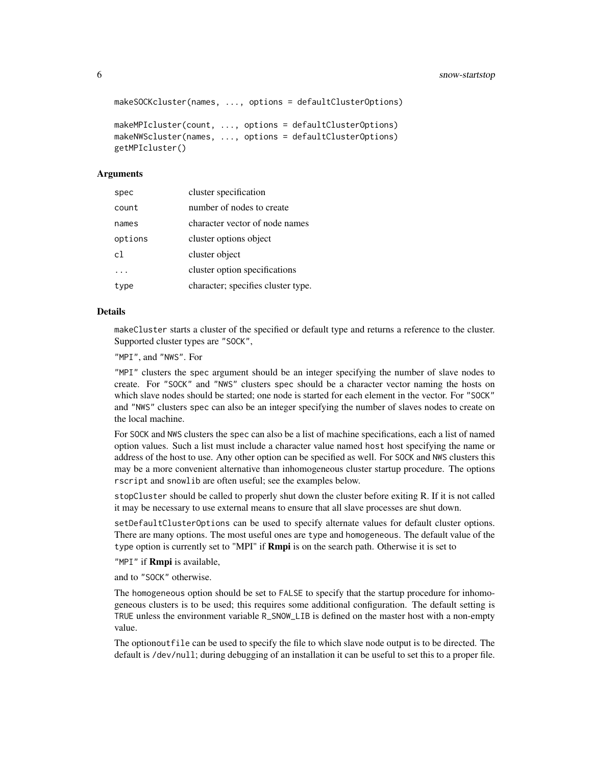```
makeSOCKcluster(names, ..., options = defaultClusterOptions)

makeMPIcluster(count, ..., options = defaultClusterOptions)
makeNWScluster(names, ..., options = defaultClusterOptions)
getMPIcluster()
```

### Arguments

| | |
|---|---|
| `spec` | cluster specification |
| `count` | number of nodes to create |
| `names` | character vector of node names |
| `options` | cluster options object |
| `cl` | cluster object |
| `...` | cluster option specifications |
| `type` | character; specifies cluster type. |

### Details

`makeCluster` starts a cluster of the specified or default type and returns a reference to the cluster. Supported cluster types are `"SOCK"`,

`"MPI"`, and `"NWS"`. For

`"MPI"` clusters the `spec` argument should be an integer specifying the number of slave nodes to create. For `"SOCK"` and `"NWS"` clusters `spec` should be a character vector naming the hosts on which slave nodes should be started; one node is started for each element in the vector. For `"SOCK"` and `"NWS"` clusters `spec` can also be an integer specifying the number of slaves nodes to create on the local machine.

For `SOCK` and `NWS` clusters the `spec` can also be a list of machine specifications, each a list of named option values. Such a list must include a character value named `host` host specifying the name or address of the host to use. Any other option can be specified as well. For `SOCK` and `NWS` clusters this may be a more convenient alternative than inhomogeneous cluster startup procedure. The options `rscript` and `snowlib` are often useful; see the examples below.

`stopCluster` should be called to properly shut down the cluster before exiting R. If it is not called it may be necessary to use external means to ensure that all slave processes are shut down.

`setDefaultClusterOptions` can be used to specify alternate values for default cluster options. There are many options. The most useful ones are `type` and `homogeneous`. The default value of the `type` option is currently set to "MPI" if **Rmpi** is on the search path. Otherwise it is set to

`"MPI"` if **Rmpi** is available,

and to `"SOCK"` otherwise.

The `homogeneous` option should be set to `FALSE` to specify that the startup procedure for inhomogeneous clusters is to be used; this requires some additional configuration. The default setting is `TRUE` unless the environment variable `R_SNOW_LIB` is defined on the master host with a non-empty value.

The option`outfile` can be used to specify the file to which slave node output is to be directed. The default is `/dev/null`; during debugging of an installation it can be useful to set this to a proper file.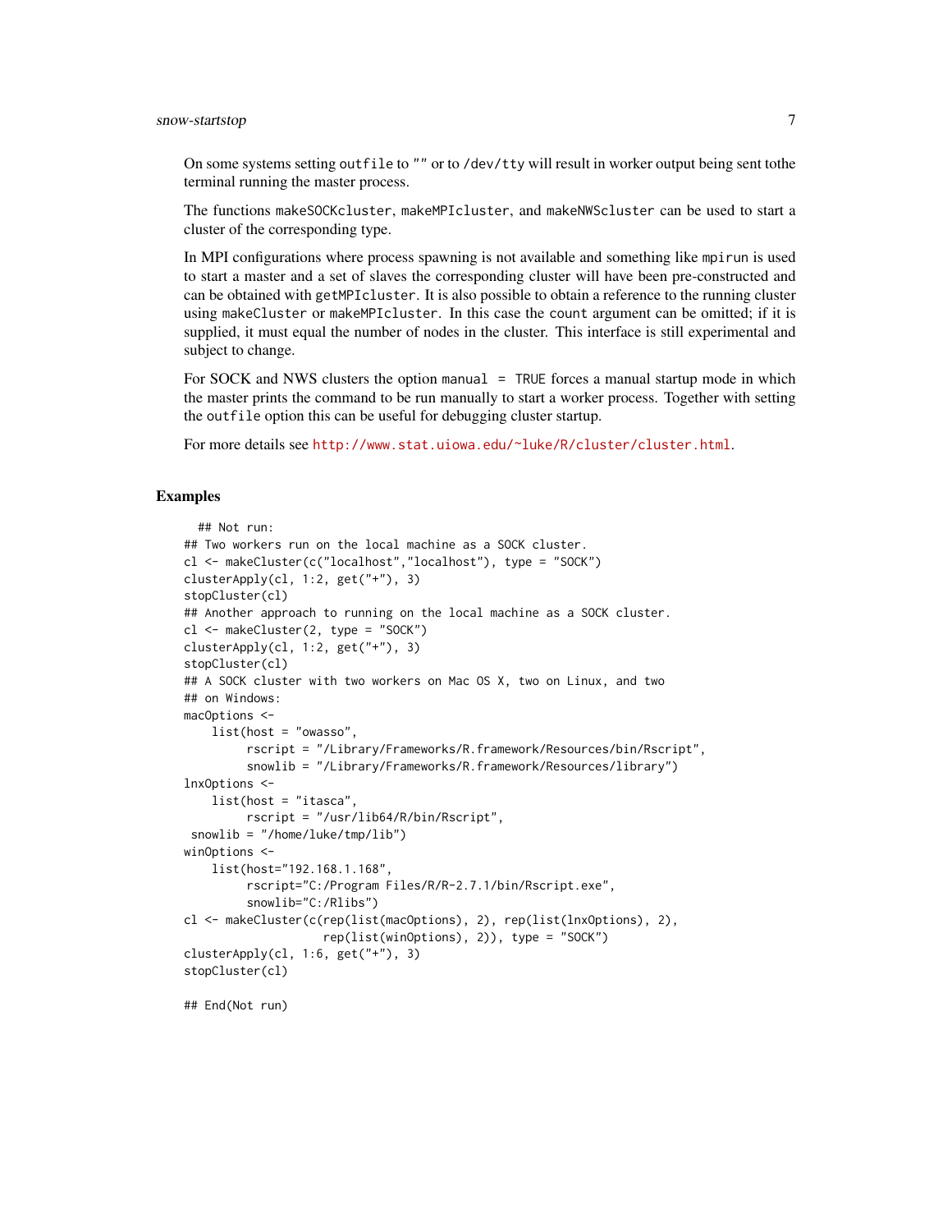On some systems setting `outfile` to `""` or to `/dev/tty` will result in worker output being sent tothe terminal running the master process.

The functions `makeSOCKcluster`, `makeMPIcluster`, and `makeNWScluster` can be used to start a cluster of the corresponding type.

In MPI configurations where process spawning is not available and something like `mpirun` is used to start a master and a set of slaves the corresponding cluster will have been pre-constructed and can be obtained with `getMPIcluster`. It is also possible to obtain a reference to the running cluster using `makeCluster` or `makeMPIcluster`. In this case the `count` argument can be omitted; if it is supplied, it must equal the number of nodes in the cluster. This interface is still experimental and subject to change.

For SOCK and NWS clusters the option `manual = TRUE` forces a manual startup mode in which the master prints the command to be run manually to start a worker process. Together with setting the `outfile` option this can be useful for debugging cluster startup.

For more details see http://www.stat.uiowa.edu/~luke/R/cluster/cluster.html.

## Examples

```
  ## Not run:
## Two workers run on the local machine as a SOCK cluster.
cl <- makeCluster(c("localhost","localhost"), type = "SOCK")
clusterApply(cl, 1:2, get("+"), 3)
stopCluster(cl)
## Another approach to running on the local machine as a SOCK cluster.
cl <- makeCluster(2, type = "SOCK")
clusterApply(cl, 1:2, get("+"), 3)
stopCluster(cl)
## A SOCK cluster with two workers on Mac OS X, two on Linux, and two
## on Windows:
macOptions <-
    list(host = "owasso",
         rscript = "/Library/Frameworks/R.framework/Resources/bin/Rscript",
         snowlib = "/Library/Frameworks/R.framework/Resources/library")
lnxOptions <-
    list(host = "itasca",
         rscript = "/usr/lib64/R/bin/Rscript",
 snowlib = "/home/luke/tmp/lib")
winOptions <-
    list(host="192.168.1.168",
         rscript="C:/Program Files/R/R-2.7.1/bin/Rscript.exe",
         snowlib="C:/Rlibs")
cl <- makeCluster(c(rep(list(macOptions), 2), rep(list(lnxOptions), 2),
                    rep(list(winOptions), 2)), type = "SOCK")
clusterApply(cl, 1:6, get("+"), 3)
stopCluster(cl)

## End(Not run)
```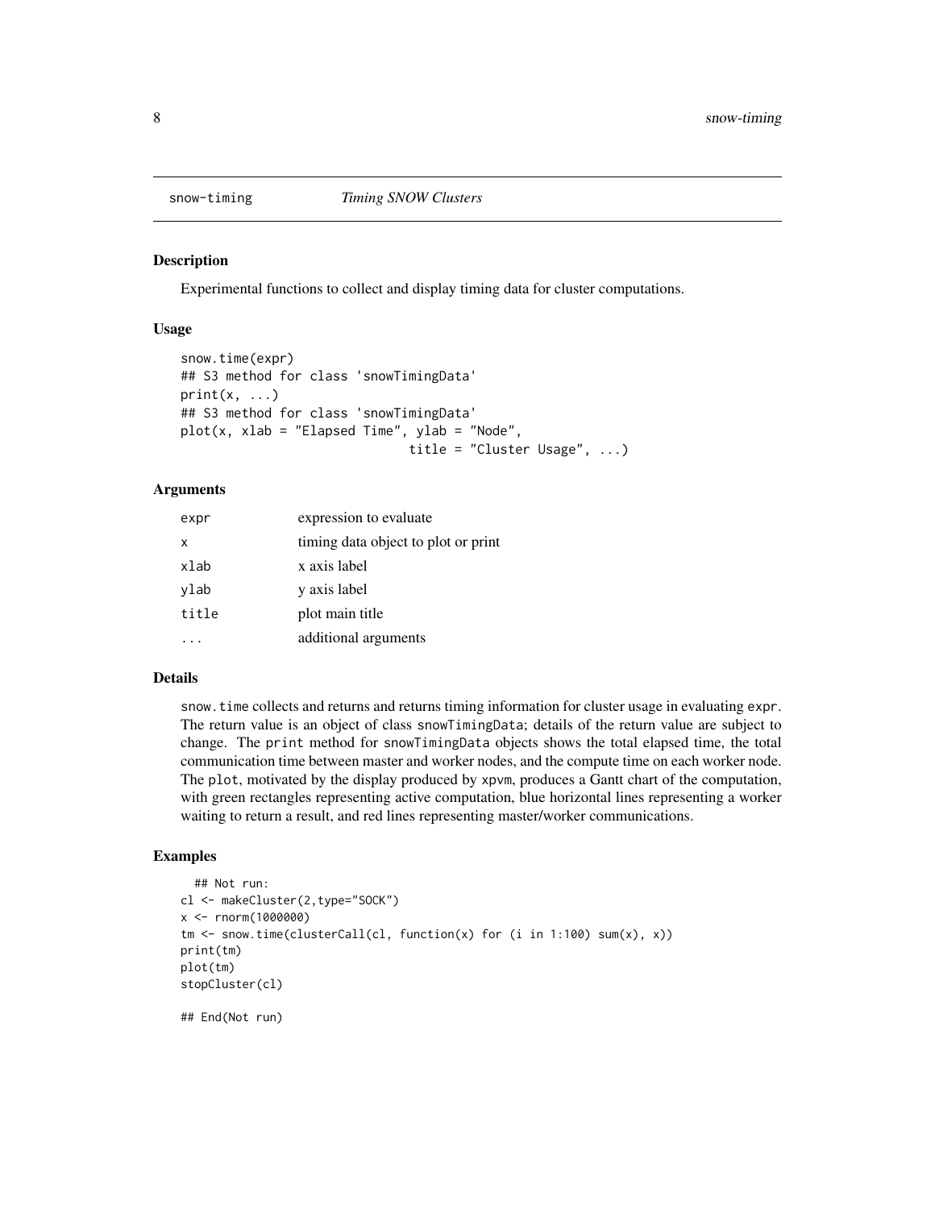snow-timing *Timing SNOW Clusters*

## Description

Experimental functions to collect and display timing data for cluster computations.

## Usage

```
snow.time(expr)
## S3 method for class 'snowTimingData'
print(x, ...)
## S3 method for class 'snowTimingData'
plot(x, xlab = "Elapsed Time", ylab = "Node",
                              title = "Cluster Usage", ...)
```

## Arguments

| | |
|---|---|
| `expr` | expression to evaluate |
| `x` | timing data object to plot or print |
| `xlab` | x axis label |
| `ylab` | y axis label |
| `title` | plot main title |
| `...` | additional arguments |

## Details

`snow.time` collects and returns and returns timing information for cluster usage in evaluating `expr`. The return value is an object of class `snowTimingData`; details of the return value are subject to change. The `print` method for `snowTimingData` objects shows the total elapsed time, the total communication time between master and worker nodes, and the compute time on each worker node. The `plot`, motivated by the display produced by `xpvm`, produces a Gantt chart of the computation, with green rectangles representing active computation, blue horizontal lines representing a worker waiting to return a result, and red lines representing master/worker communications.

## Examples

```
  ## Not run:
cl <- makeCluster(2,type="SOCK")
x <- rnorm(1000000)
tm <- snow.time(clusterCall(cl, function(x) for (i in 1:100) sum(x), x))
print(tm)
plot(tm)
stopCluster(cl)

## End(Not run)
```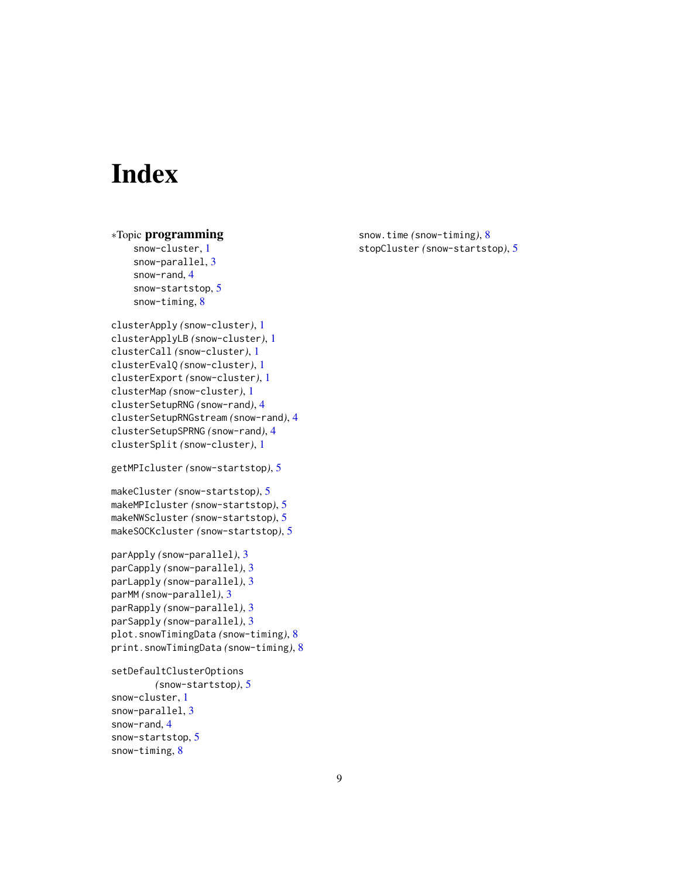# Index

*Topic **programming**
- snow-cluster, 1
- snow-parallel, 3
- snow-rand, 4
- snow-startstop, 5
- snow-timing, 8

clusterApply *(snow-cluster)*, 1
clusterApplyLB *(snow-cluster)*, 1
clusterCall *(snow-cluster)*, 1
clusterEvalQ *(snow-cluster)*, 1
clusterExport *(snow-cluster)*, 1
clusterMap *(snow-cluster)*, 1
clusterSetupRNG *(snow-rand)*, 4
clusterSetupRNGstream *(snow-rand)*, 4
clusterSetupSPRNG *(snow-rand)*, 4
clusterSplit *(snow-cluster)*, 1

getMPIcluster *(snow-startstop)*, 5

makeCluster *(snow-startstop)*, 5
makeMPIcluster *(snow-startstop)*, 5
makeNWScluster *(snow-startstop)*, 5
makeSOCKcluster *(snow-startstop)*, 5

parApply *(snow-parallel)*, 3
parCapply *(snow-parallel)*, 3
parLapply *(snow-parallel)*, 3
parMM *(snow-parallel)*, 3
parRapply *(snow-parallel)*, 3
parSapply *(snow-parallel)*, 3
plot.snowTimingData *(snow-timing)*, 8
print.snowTimingData *(snow-timing)*, 8

setDefaultClusterOptions *(snow-startstop)*, 5
snow-cluster, 1
snow-parallel, 3
snow-rand, 4
snow-startstop, 5
snow-timing, 8
snow.time *(snow-timing)*, 8
stopCluster *(snow-startstop)*, 5